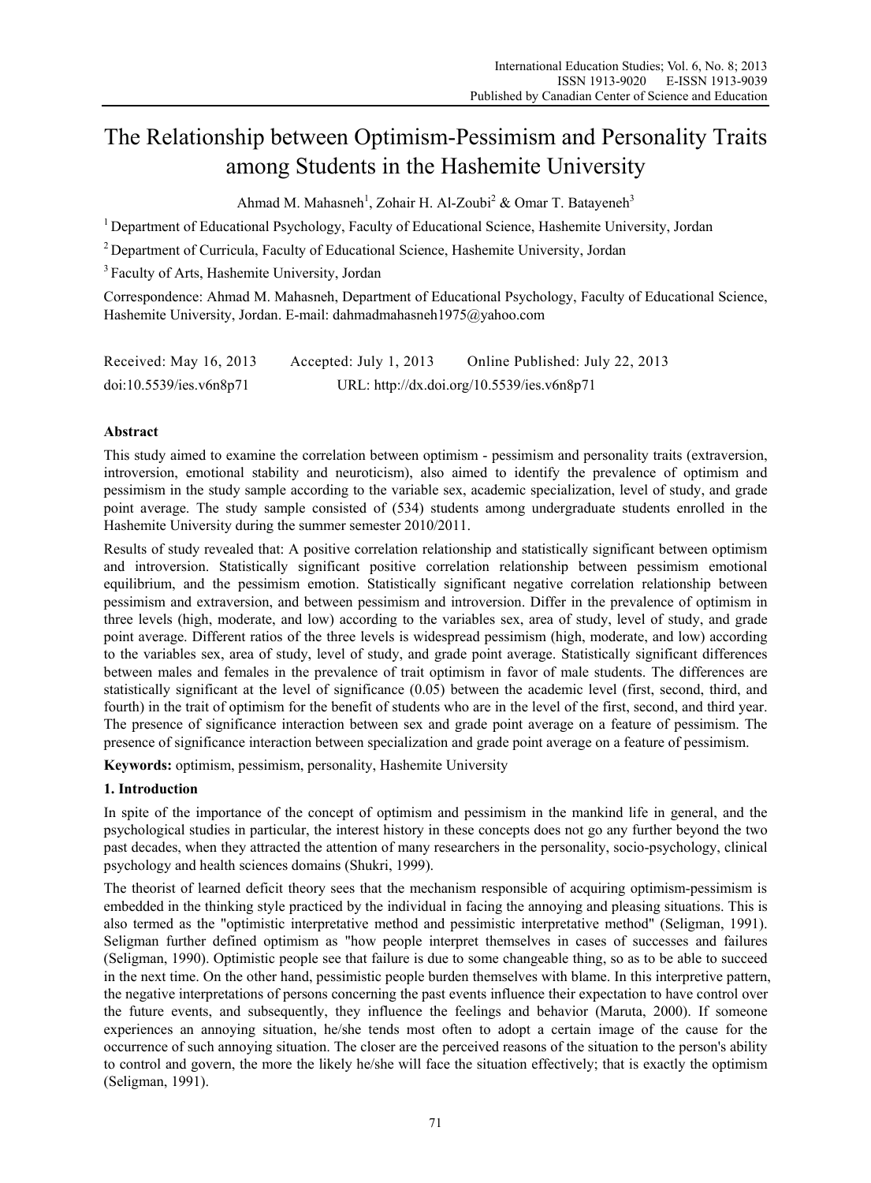# The Relationship between Optimism-Pessimism and Personality Traits among Students in the Hashemite University

Ahmad M. Mahasneh[1], Zohair H. Al-Zoubi[2] & Omar T. Batayeneh[3]

[1] Department of Educational Psychology, Faculty of Educational Science, Hashemite University, Jordan

[2] Department of Curricula, Faculty of Educational Science, Hashemite University, Jordan

[3] Faculty of Arts, Hashemite University, Jordan

Correspondence: Ahmad M. Mahasneh, Department of Educational Psychology, Faculty of Educational Science, Hashemite University, Jordan. E-mail: dahmadmahasneh1975@yahoo.com

Received: May 16, 2013 Accepted: July 1, 2013 Online Published: July 22, 2013

doi:10.5539/ies.v6n8p71 URL: http://dx.doi.org/10.5539/ies.v6n8p71

## Abstract

This study aimed to examine the correlation between optimism - pessimism and personality traits (extraversion, introversion, emotional stability and neuroticism), also aimed to identify the prevalence of optimism and pessimism in the study sample according to the variable sex, academic specialization, level of study, and grade point average. The study sample consisted of (534) students among undergraduate students enrolled in the Hashemite University during the summer semester 2010/2011.

Results of study revealed that: A positive correlation relationship and statistically significant between optimism and introversion. Statistically significant positive correlation relationship between pessimism emotional equilibrium, and the pessimism emotion. Statistically significant negative correlation relationship between pessimism and extraversion, and between pessimism and introversion. Differ in the prevalence of optimism in three levels (high, moderate, and low) according to the variables sex, area of study, level of study, and grade point average. Different ratios of the three levels is widespread pessimism (high, moderate, and low) according to the variables sex, area of study, level of study, and grade point average. Statistically significant differences between males and females in the prevalence of trait optimism in favor of male students. The differences are statistically significant at the level of significance (0.05) between the academic level (first, second, third, and fourth) in the trait of optimism for the benefit of students who are in the level of the first, second, and third year. The presence of significance interaction between sex and grade point average on a feature of pessimism. The presence of significance interaction between specialization and grade point average on a feature of pessimism.

**Keywords:** optimism, pessimism, personality, Hashemite University

## 1. Introduction

In spite of the importance of the concept of optimism and pessimism in the mankind life in general, and the psychological studies in particular, the interest history in these concepts does not go any further beyond the two past decades, when they attracted the attention of many researchers in the personality, socio-psychology, clinical psychology and health sciences domains (Shukri, 1999).

The theorist of learned deficit theory sees that the mechanism responsible of acquiring optimism-pessimism is embedded in the thinking style practiced by the individual in facing the annoying and pleasing situations. This is also termed as the "optimistic interpretative method and pessimistic interpretative method" (Seligman, 1991). Seligman further defined optimism as "how people interpret themselves in cases of successes and failures (Seligman, 1990). Optimistic people see that failure is due to some changeable thing, so as to be able to succeed in the next time. On the other hand, pessimistic people burden themselves with blame. In this interpretive pattern, the negative interpretations of persons concerning the past events influence their expectation to have control over the future events, and subsequently, they influence the feelings and behavior (Maruta, 2000). If someone experiences an annoying situation, he/she tends most often to adopt a certain image of the cause for the occurrence of such annoying situation. The closer are the perceived reasons of the situation to the person's ability to control and govern, the more the likely he/she will face the situation effectively; that is exactly the optimism (Seligman, 1991).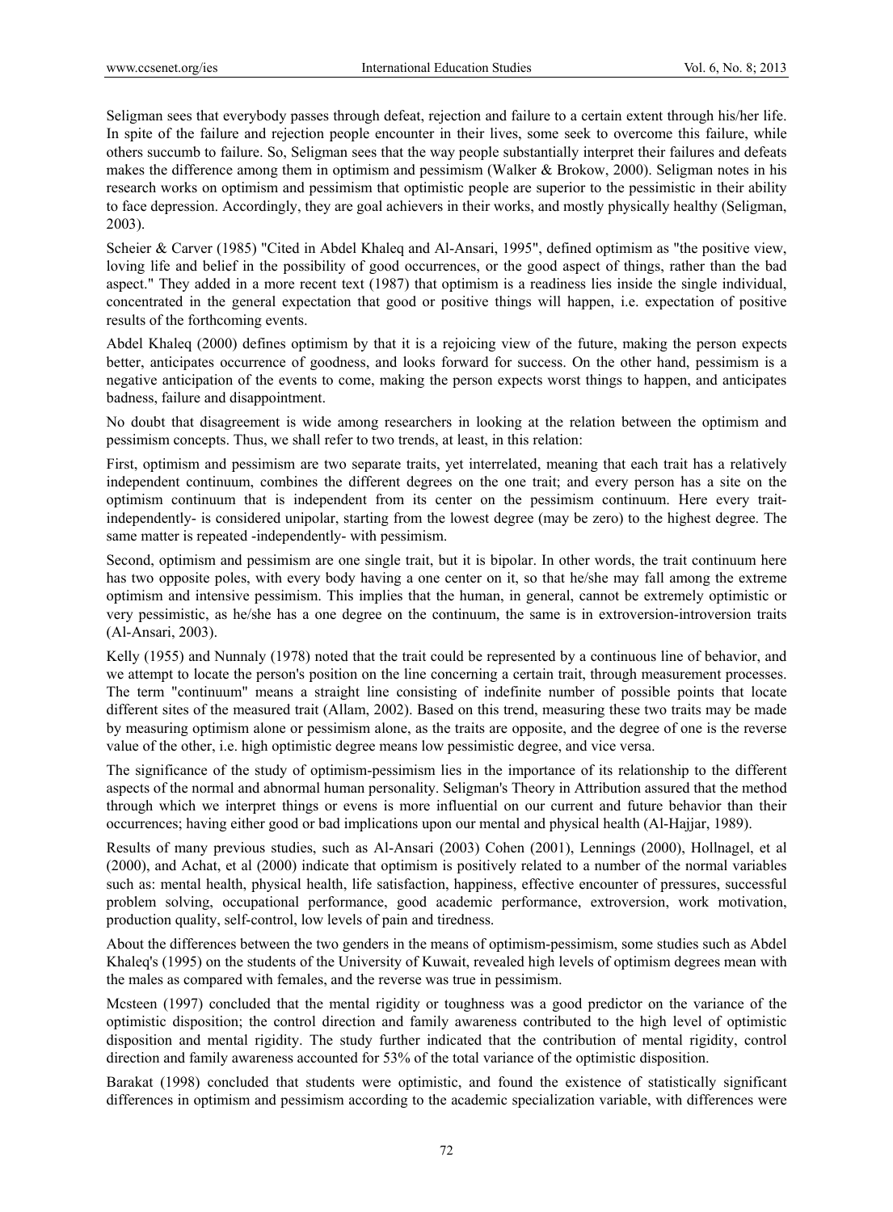Seligman sees that everybody passes through defeat, rejection and failure to a certain extent through his/her life. In spite of the failure and rejection people encounter in their lives, some seek to overcome this failure, while others succumb to failure. So, Seligman sees that the way people substantially interpret their failures and defeats makes the difference among them in optimism and pessimism (Walker & Brokow, 2000). Seligman notes in his research works on optimism and pessimism that optimistic people are superior to the pessimistic in their ability to face depression. Accordingly, they are goal achievers in their works, and mostly physically healthy (Seligman, 2003).

Scheier & Carver (1985) "Cited in Abdel Khaleq and Al-Ansari, 1995", defined optimism as "the positive view, loving life and belief in the possibility of good occurrences, or the good aspect of things, rather than the bad aspect." They added in a more recent text (1987) that optimism is a readiness lies inside the single individual, concentrated in the general expectation that good or positive things will happen, i.e. expectation of positive results of the forthcoming events.

Abdel Khaleq (2000) defines optimism by that it is a rejoicing view of the future, making the person expects better, anticipates occurrence of goodness, and looks forward for success. On the other hand, pessimism is a negative anticipation of the events to come, making the person expects worst things to happen, and anticipates badness, failure and disappointment.

No doubt that disagreement is wide among researchers in looking at the relation between the optimism and pessimism concepts. Thus, we shall refer to two trends, at least, in this relation:

First, optimism and pessimism are two separate traits, yet interrelated, meaning that each trait has a relatively independent continuum, combines the different degrees on the one trait; and every person has a site on the optimism continuum that is independent from its center on the pessimism continuum. Here every trait- independently- is considered unipolar, starting from the lowest degree (may be zero) to the highest degree. The same matter is repeated -independently- with pessimism.

Second, optimism and pessimism are one single trait, but it is bipolar. In other words, the trait continuum here has two opposite poles, with every body having a one center on it, so that he/she may fall among the extreme optimism and intensive pessimism. This implies that the human, in general, cannot be extremely optimistic or very pessimistic, as he/she has a one degree on the continuum, the same is in extroversion-introversion traits (Al-Ansari, 2003).

Kelly (1955) and Nunnaly (1978) noted that the trait could be represented by a continuous line of behavior, and we attempt to locate the person's position on the line concerning a certain trait, through measurement processes. The term "continuum" means a straight line consisting of indefinite number of possible points that locate different sites of the measured trait (Allam, 2002). Based on this trend, measuring these two traits may be made by measuring optimism alone or pessimism alone, as the traits are opposite, and the degree of one is the reverse value of the other, i.e. high optimistic degree means low pessimistic degree, and vice versa.

The significance of the study of optimism-pessimism lies in the importance of its relationship to the different aspects of the normal and abnormal human personality. Seligman's Theory in Attribution assured that the method through which we interpret things or evens is more influential on our current and future behavior than their occurrences; having either good or bad implications upon our mental and physical health (Al-Hajjar, 1989).

Results of many previous studies, such as Al-Ansari (2003) Cohen (2001), Lennings (2000), Hollnagel, et al (2000), and Achat, et al (2000) indicate that optimism is positively related to a number of the normal variables such as: mental health, physical health, life satisfaction, happiness, effective encounter of pressures, successful problem solving, occupational performance, good academic performance, extroversion, work motivation, production quality, self-control, low levels of pain and tiredness.

About the differences between the two genders in the means of optimism-pessimism, some studies such as Abdel Khaleq's (1995) on the students of the University of Kuwait, revealed high levels of optimism degrees mean with the males as compared with females, and the reverse was true in pessimism.

Mcsteen (1997) concluded that the mental rigidity or toughness was a good predictor on the variance of the optimistic disposition; the control direction and family awareness contributed to the high level of optimistic disposition and mental rigidity. The study further indicated that the contribution of mental rigidity, control direction and family awareness accounted for 53% of the total variance of the optimistic disposition.

Barakat (1998) concluded that students were optimistic, and found the existence of statistically significant differences in optimism and pessimism according to the academic specialization variable, with differences were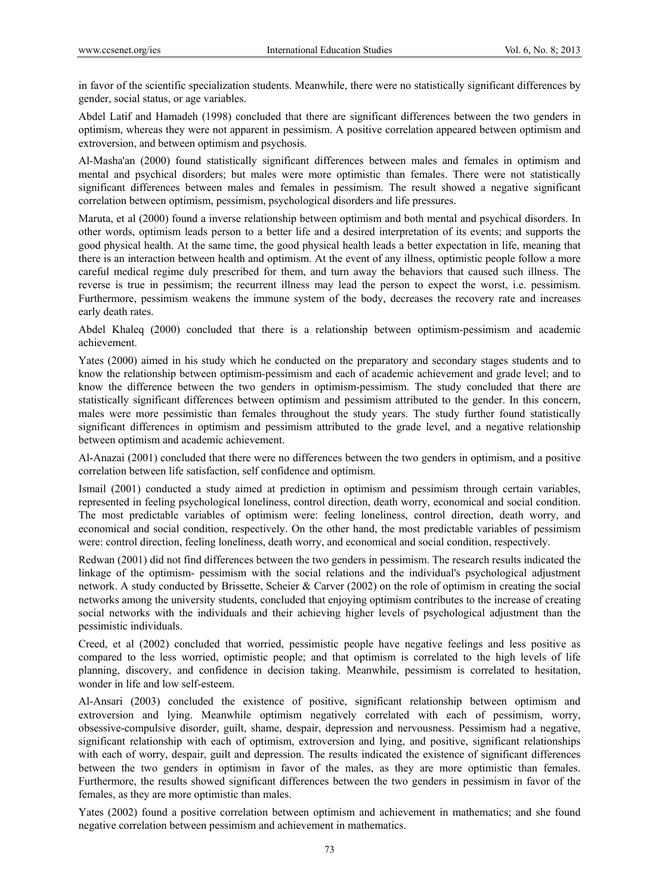in favor of the scientific specialization students. Meanwhile, there were no statistically significant differences by gender, social status, or age variables.

Abdel Latif and Hamadeh (1998) concluded that there are significant differences between the two genders in optimism, whereas they were not apparent in pessimism. A positive correlation appeared between optimism and extroversion, and between optimism and psychosis.

Al-Masha'an (2000) found statistically significant differences between males and females in optimism and mental and psychical disorders; but males were more optimistic than females. There were not statistically significant differences between males and females in pessimism. The result showed a negative significant correlation between optimism, pessimism, psychological disorders and life pressures.

Maruta, et al (2000) found a inverse relationship between optimism and both mental and psychical disorders. In other words, optimism leads person to a better life and a desired interpretation of its events; and supports the good physical health. At the same time, the good physical health leads a better expectation in life, meaning that there is an interaction between health and optimism. At the event of any illness, optimistic people follow a more careful medical regime duly prescribed for them, and turn away the behaviors that caused such illness. The reverse is true in pessimism; the recurrent illness may lead the person to expect the worst, i.e. pessimism. Furthermore, pessimism weakens the immune system of the body, decreases the recovery rate and increases early death rates.

Abdel Khaleq (2000) concluded that there is a relationship between optimism-pessimism and academic achievement.

Yates (2000) aimed in his study which he conducted on the preparatory and secondary stages students and to know the relationship between optimism-pessimism and each of academic achievement and grade level; and to know the difference between the two genders in optimism-pessimism. The study concluded that there are statistically significant differences between optimism and pessimism attributed to the gender. In this concern, males were more pessimistic than females throughout the study years. The study further found statistically significant differences in optimism and pessimism attributed to the grade level, and a negative relationship between optimism and academic achievement.

Al-Anazai (2001) concluded that there were no differences between the two genders in optimism, and a positive correlation between life satisfaction, self confidence and optimism.

Ismail (2001) conducted a study aimed at prediction in optimism and pessimism through certain variables, represented in feeling psychological loneliness, control direction, death worry, economical and social condition. The most predictable variables of optimism were: feeling loneliness, control direction, death worry, and economical and social condition, respectively. On the other hand, the most predictable variables of pessimism were: control direction, feeling loneliness, death worry, and economical and social condition, respectively.

Redwan (2001) did not find differences between the two genders in pessimism. The research results indicated the linkage of the optimism- pessimism with the social relations and the individual's psychological adjustment network. A study conducted by Brissette, Scheier & Carver (2002) on the role of optimism in creating the social networks among the university students, concluded that enjoying optimism contributes to the increase of creating social networks with the individuals and their achieving higher levels of psychological adjustment than the pessimistic individuals.

Creed, et al (2002) concluded that worried, pessimistic people have negative feelings and less positive as compared to the less worried, optimistic people; and that optimism is correlated to the high levels of life planning, discovery, and confidence in decision taking. Meanwhile, pessimism is correlated to hesitation, wonder in life and low self-esteem.

Al-Ansari (2003) concluded the existence of positive, significant relationship between optimism and extroversion and lying. Meanwhile optimism negatively correlated with each of pessimism, worry, obsessive-compulsive disorder, guilt, shame, despair, depression and nervousness. Pessimism had a negative, significant relationship with each of optimism, extroversion and lying, and positive, significant relationships with each of worry, despair, guilt and depression. The results indicated the existence of significant differences between the two genders in optimism in favor of the males, as they are more optimistic than females. Furthermore, the results showed significant differences between the two genders in pessimism in favor of the females, as they are more optimistic than males.

Yates (2002) found a positive correlation between optimism and achievement in mathematics; and she found negative correlation between pessimism and achievement in mathematics.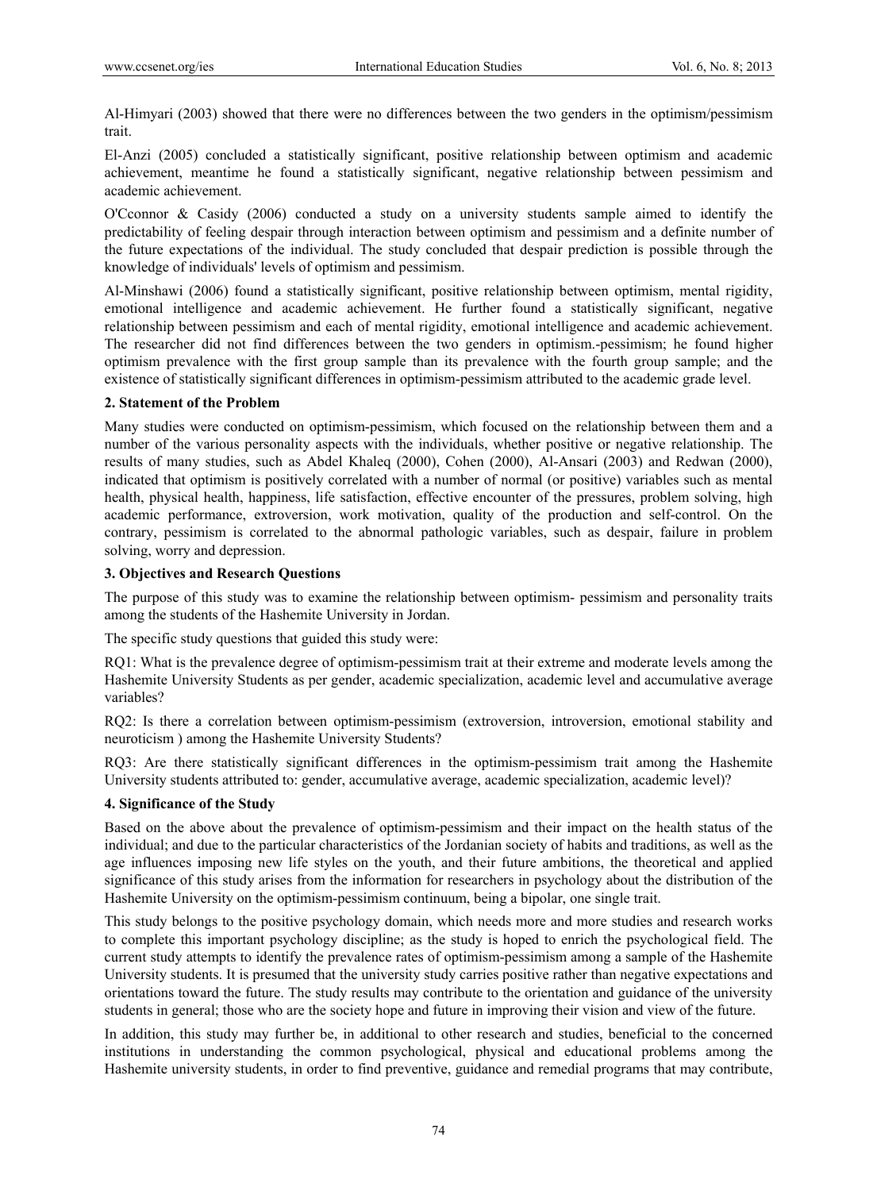Al-Himyari (2003) showed that there were no differences between the two genders in the optimism/pessimism trait.

El-Anzi (2005) concluded a statistically significant, positive relationship between optimism and academic achievement, meantime he found a statistically significant, negative relationship between pessimism and academic achievement.

O'Cconnor & Casidy (2006) conducted a study on a university students sample aimed to identify the predictability of feeling despair through interaction between optimism and pessimism and a definite number of the future expectations of the individual. The study concluded that despair prediction is possible through the knowledge of individuals' levels of optimism and pessimism.

Al-Minshawi (2006) found a statistically significant, positive relationship between optimism, mental rigidity, emotional intelligence and academic achievement. He further found a statistically significant, negative relationship between pessimism and each of mental rigidity, emotional intelligence and academic achievement. The researcher did not find differences between the two genders in optimism.-pessimism; he found higher optimism prevalence with the first group sample than its prevalence with the fourth group sample; and the existence of statistically significant differences in optimism-pessimism attributed to the academic grade level.

## 2. Statement of the Problem

Many studies were conducted on optimism-pessimism, which focused on the relationship between them and a number of the various personality aspects with the individuals, whether positive or negative relationship. The results of many studies, such as Abdel Khaleq (2000), Cohen (2000), Al-Ansari (2003) and Redwan (2000), indicated that optimism is positively correlated with a number of normal (or positive) variables such as mental health, physical health, happiness, life satisfaction, effective encounter of the pressures, problem solving, high academic performance, extroversion, work motivation, quality of the production and self-control. On the contrary, pessimism is correlated to the abnormal pathologic variables, such as despair, failure in problem solving, worry and depression.

## 3. Objectives and Research Questions

The purpose of this study was to examine the relationship between optimism- pessimism and personality traits among the students of the Hashemite University in Jordan.

The specific study questions that guided this study were:

RQ1: What is the prevalence degree of optimism-pessimism trait at their extreme and moderate levels among the Hashemite University Students as per gender, academic specialization, academic level and accumulative average variables?

RQ2: Is there a correlation between optimism-pessimism (extroversion, introversion, emotional stability and neuroticism ) among the Hashemite University Students?

RQ3: Are there statistically significant differences in the optimism-pessimism trait among the Hashemite University students attributed to: gender, accumulative average, academic specialization, academic level)?

## 4. Significance of the Study

Based on the above about the prevalence of optimism-pessimism and their impact on the health status of the individual; and due to the particular characteristics of the Jordanian society of habits and traditions, as well as the age influences imposing new life styles on the youth, and their future ambitions, the theoretical and applied significance of this study arises from the information for researchers in psychology about the distribution of the Hashemite University on the optimism-pessimism continuum, being a bipolar, one single trait.

This study belongs to the positive psychology domain, which needs more and more studies and research works to complete this important psychology discipline; as the study is hoped to enrich the psychological field. The current study attempts to identify the prevalence rates of optimism-pessimism among a sample of the Hashemite University students. It is presumed that the university study carries positive rather than negative expectations and orientations toward the future. The study results may contribute to the orientation and guidance of the university students in general; those who are the society hope and future in improving their vision and view of the future.

In addition, this study may further be, in additional to other research and studies, beneficial to the concerned institutions in understanding the common psychological, physical and educational problems among the Hashemite university students, in order to find preventive, guidance and remedial programs that may contribute,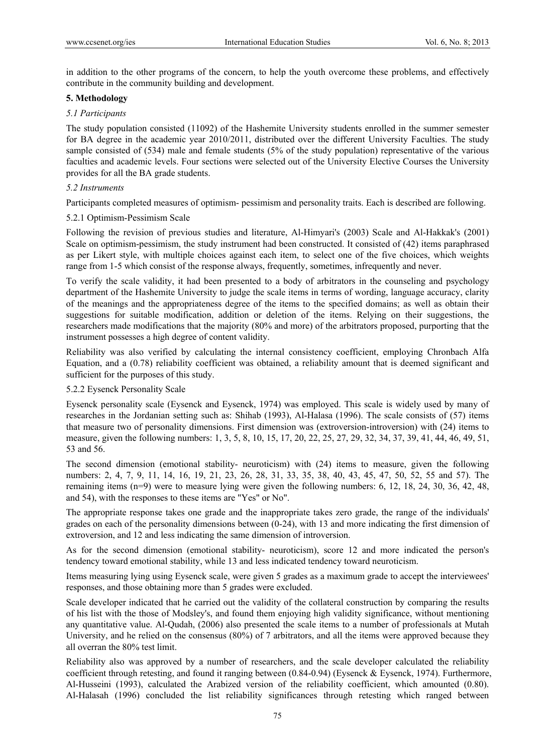in addition to the other programs of the concern, to help the youth overcome these problems, and effectively contribute in the community building and development.

## 5. Methodology

### *5.1 Participants*

The study population consisted (11092) of the Hashemite University students enrolled in the summer semester for BA degree in the academic year 2010/2011, distributed over the different University Faculties. The study sample consisted of (534) male and female students (5% of the study population) representative of the various faculties and academic levels. Four sections were selected out of the University Elective Courses the University provides for all the BA grade students.

### *5.2 Instruments*

Participants completed measures of optimism- pessimism and personality traits. Each is described are following.

#### 5.2.1 Optimism-Pessimism Scale

Following the revision of previous studies and literature, Al-Himyari's (2003) Scale and Al-Hakkak's (2001) Scale on optimism-pessimism, the study instrument had been constructed. It consisted of (42) items paraphrased as per Likert style, with multiple choices against each item, to select one of the five choices, which weights range from 1-5 which consist of the response always, frequently, sometimes, infrequently and never.

To verify the scale validity, it had been presented to a body of arbitrators in the counseling and psychology department of the Hashemite University to judge the scale items in terms of wording, language accuracy, clarity of the meanings and the appropriateness degree of the items to the specified domains; as well as obtain their suggestions for suitable modification, addition or deletion of the items. Relying on their suggestions, the researchers made modifications that the majority (80% and more) of the arbitrators proposed, purporting that the instrument possesses a high degree of content validity.

Reliability was also verified by calculating the internal consistency coefficient, employing Chronbach Alfa Equation, and a (0.78) reliability coefficient was obtained, a reliability amount that is deemed significant and sufficient for the purposes of this study.

#### 5.2.2 Eysenck Personality Scale

Eysenck personality scale (Eysenck and Eysenck, 1974) was employed. This scale is widely used by many of researches in the Jordanian setting such as: Shihab (1993), Al-Halasa (1996). The scale consists of (57) items that measure two of personality dimensions. First dimension was (extroversion-introversion) with (24) items to measure, given the following numbers: 1, 3, 5, 8, 10, 15, 17, 20, 22, 25, 27, 29, 32, 34, 37, 39, 41, 44, 46, 49, 51, 53 and 56.

The second dimension (emotional stability- neuroticism) with (24) items to measure, given the following numbers: 2, 4, 7, 9, 11, 14, 16, 19, 21, 23, 26, 28, 31, 33, 35, 38, 40, 43, 45, 47, 50, 52, 55 and 57). The remaining items (n=9) were to measure lying were given the following numbers: 6, 12, 18, 24, 30, 36, 42, 48, and 54), with the responses to these items are "Yes" or No".

The appropriate response takes one grade and the inappropriate takes zero grade, the range of the individuals' grades on each of the personality dimensions between (0-24), with 13 and more indicating the first dimension of extroversion, and 12 and less indicating the same dimension of introversion.

As for the second dimension (emotional stability- neuroticism), score 12 and more indicated the person's tendency toward emotional stability, while 13 and less indicated tendency toward neuroticism.

Items measuring lying using Eysenck scale, were given 5 grades as a maximum grade to accept the interviewees' responses, and those obtaining more than 5 grades were excluded.

Scale developer indicated that he carried out the validity of the collateral construction by comparing the results of his list with the those of Modsley's, and found them enjoying high validity significance, without mentioning any quantitative value. Al-Qudah, (2006) also presented the scale items to a number of professionals at Mutah University, and he relied on the consensus (80%) of 7 arbitrators, and all the items were approved because they all overran the 80% test limit.

Reliability also was approved by a number of researchers, and the scale developer calculated the reliability coefficient through retesting, and found it ranging between (0.84-0.94) (Eysenck & Eysenck, 1974). Furthermore, Al-Husseini (1993), calculated the Arabized version of the reliability coefficient, which amounted (0.80). Al-Halasah (1996) concluded the list reliability significances through retesting which ranged between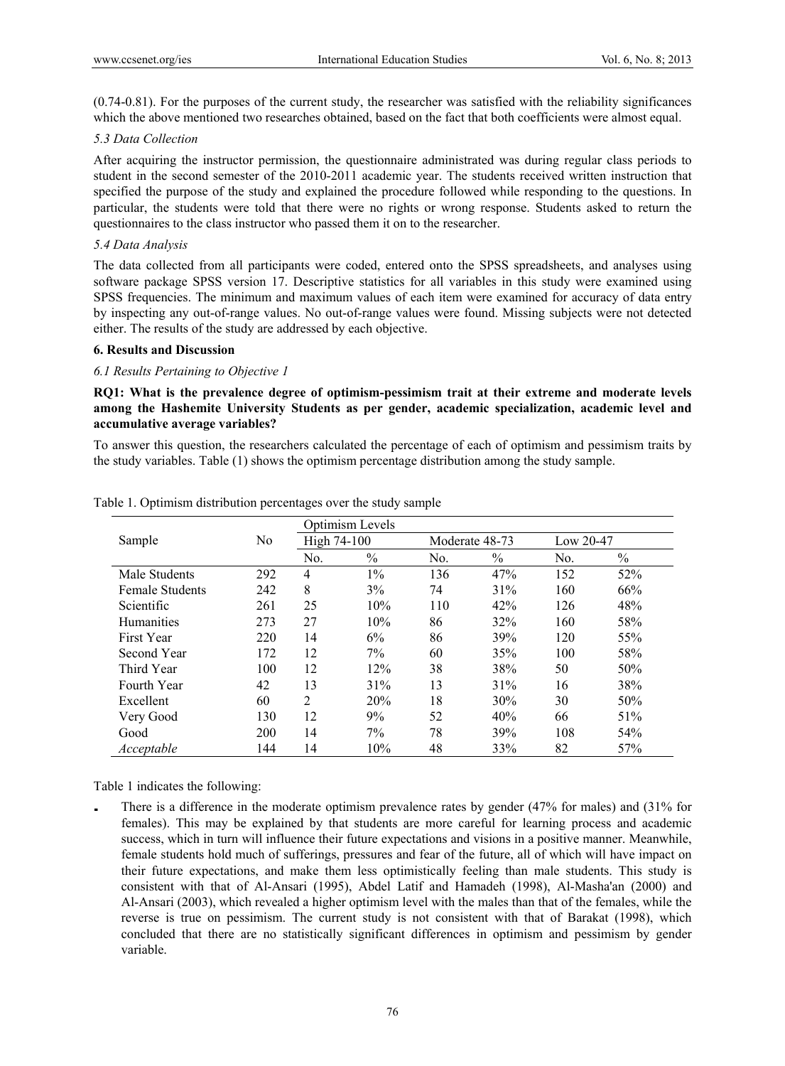(0.74-0.81). For the purposes of the current study, the researcher was satisfied with the reliability significances which the above mentioned two researches obtained, based on the fact that both coefficients were almost equal.

### *5.3 Data Collection*

After acquiring the instructor permission, the questionnaire administrated was during regular class periods to student in the second semester of the 2010-2011 academic year. The students received written instruction that specified the purpose of the study and explained the procedure followed while responding to the questions. In particular, the students were told that there were no rights or wrong response. Students asked to return the questionnaires to the class instructor who passed them it on to the researcher.

### *5.4 Data Analysis*

The data collected from all participants were coded, entered onto the SPSS spreadsheets, and analyses using software package SPSS version 17. Descriptive statistics for all variables in this study were examined using SPSS frequencies. The minimum and maximum values of each item were examined for accuracy of data entry by inspecting any out-of-range values. No out-of-range values were found. Missing subjects were not detected either. The results of the study are addressed by each objective.

## 6. Results and Discussion

### *6.1 Results Pertaining to Objective 1*

**RQ1: What is the prevalence degree of optimism-pessimism trait at their extreme and moderate levels among the Hashemite University Students as per gender, academic specialization, academic level and accumulative average variables?**

To answer this question, the researchers calculated the percentage of each of optimism and pessimism traits by the study variables. Table (1) shows the optimism percentage distribution among the study sample.

Table 1. Optimism distribution percentages over the study sample

| Sample | No | Optimism Levels | | | | | |
|---|---|---|---|---|---|---|---|
| | | High 74-100 | | Moderate 48-73 | | Low 20-47 | |
| | | No. | % | No. | % | No. | % |
| Male Students | 292 | 4 | 1% | 136 | 47% | 152 | 52% |
| Female Students | 242 | 8 | 3% | 74 | 31% | 160 | 66% |
| Scientific | 261 | 25 | 10% | 110 | 42% | 126 | 48% |
| Humanities | 273 | 27 | 10% | 86 | 32% | 160 | 58% |
| First Year | 220 | 14 | 6% | 86 | 39% | 120 | 55% |
| Second Year | 172 | 12 | 7% | 60 | 35% | 100 | 58% |
| Third Year | 100 | 12 | 12% | 38 | 38% | 50 | 50% |
| Fourth Year | 42 | 13 | 31% | 13 | 31% | 16 | 38% |
| Excellent | 60 | 2 | 20% | 18 | 30% | 30 | 50% |
| Very Good | 130 | 12 | 9% | 52 | 40% | 66 | 51% |
| Good | 200 | 14 | 7% | 78 | 39% | 108 | 54% |
| *Acceptable* | 144 | 14 | 10% | 48 | 33% | 82 | 57% |

Table 1 indicates the following:

- There is a difference in the moderate optimism prevalence rates by gender (47% for males) and (31% for females). This may be explained by that students are more careful for learning process and academic success, which in turn will influence their future expectations and visions in a positive manner. Meanwhile, female students hold much of sufferings, pressures and fear of the future, all of which will have impact on their future expectations, and make them less optimistically feeling than male students. This study is consistent with that of Al-Ansari (1995), Abdel Latif and Hamadeh (1998), Al-Masha'an (2000) and Al-Ansari (2003), which revealed a higher optimism level with the males than that of the females, while the reverse is true on pessimism. The current study is not consistent with that of Barakat (1998), which concluded that there are no statistically significant differences in optimism and pessimism by gender variable.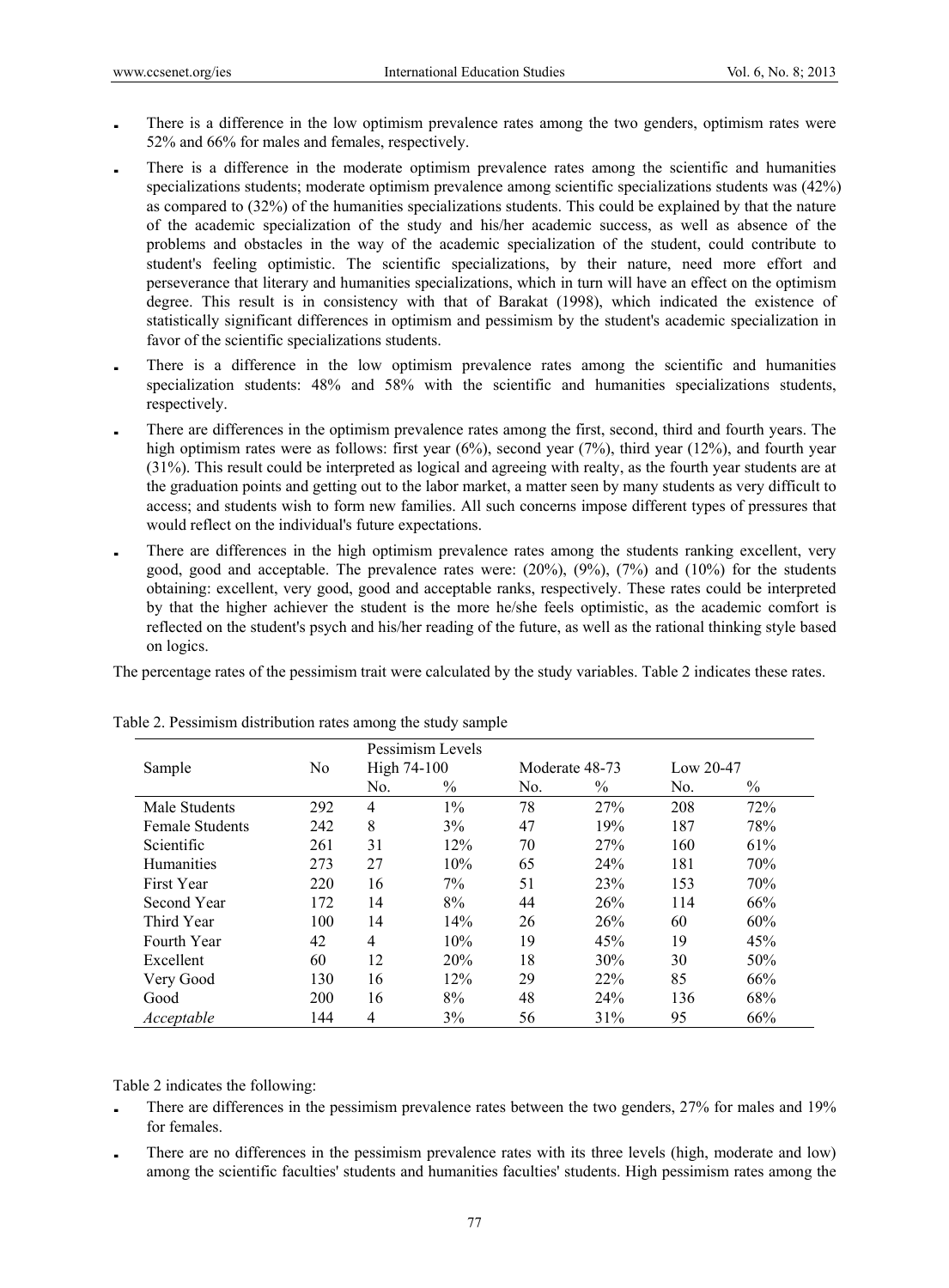- There is a difference in the low optimism prevalence rates among the two genders, optimism rates were 52% and 66% for males and females, respectively.
- There is a difference in the moderate optimism prevalence rates among the scientific and humanities specializations students; moderate optimism prevalence among scientific specializations students was (42%) as compared to (32%) of the humanities specializations students. This could be explained by that the nature of the academic specialization of the study and his/her academic success, as well as absence of the problems and obstacles in the way of the academic specialization of the student, could contribute to student's feeling optimistic. The scientific specializations, by their nature, need more effort and perseverance that literary and humanities specializations, which in turn will have an effect on the optimism degree. This result is in consistency with that of Barakat (1998), which indicated the existence of statistically significant differences in optimism and pessimism by the student's academic specialization in favor of the scientific specializations students.
- There is a difference in the low optimism prevalence rates among the scientific and humanities specialization students: 48% and 58% with the scientific and humanities specializations students, respectively.
- There are differences in the optimism prevalence rates among the first, second, third and fourth years. The high optimism rates were as follows: first year (6%), second year (7%), third year (12%), and fourth year (31%). This result could be interpreted as logical and agreeing with realty, as the fourth year students are at the graduation points and getting out to the labor market, a matter seen by many students as very difficult to access; and students wish to form new families. All such concerns impose different types of pressures that would reflect on the individual's future expectations.
- There are differences in the high optimism prevalence rates among the students ranking excellent, very good, good and acceptable. The prevalence rates were: (20%), (9%), (7%) and (10%) for the students obtaining: excellent, very good, good and acceptable ranks, respectively. These rates could be interpreted by that the higher achiever the student is the more he/she feels optimistic, as the academic comfort is reflected on the student's psych and his/her reading of the future, as well as the rational thinking style based on logics.

The percentage rates of the pessimism trait were calculated by the study variables. Table 2 indicates these rates.

Table 2. Pessimism distribution rates among the study sample

| Sample | No | Pessimism Levels High 74-100 | | Moderate 48-73 | | Low 20-47 | |
|---|---|---|---|---|---|---|---|
| | | No. | % | No. | % | No. | % |
| Male Students | 292 | 4 | 1% | 78 | 27% | 208 | 72% |
| Female Students | 242 | 8 | 3% | 47 | 19% | 187 | 78% |
| Scientific | 261 | 31 | 12% | 70 | 27% | 160 | 61% |
| Humanities | 273 | 27 | 10% | 65 | 24% | 181 | 70% |
| First Year | 220 | 16 | 7% | 51 | 23% | 153 | 70% |
| Second Year | 172 | 14 | 8% | 44 | 26% | 114 | 66% |
| Third Year | 100 | 14 | 14% | 26 | 26% | 60 | 60% |
| Fourth Year | 42 | 4 | 10% | 19 | 45% | 19 | 45% |
| Excellent | 60 | 12 | 20% | 18 | 30% | 30 | 50% |
| Very Good | 130 | 16 | 12% | 29 | 22% | 85 | 66% |
| Good | 200 | 16 | 8% | 48 | 24% | 136 | 68% |
| *Acceptable* | 144 | 4 | 3% | 56 | 31% | 95 | 66% |

Table 2 indicates the following:

- There are differences in the pessimism prevalence rates between the two genders, 27% for males and 19% for females.
- There are no differences in the pessimism prevalence rates with its three levels (high, moderate and low) among the scientific faculties' students and humanities faculties' students. High pessimism rates among the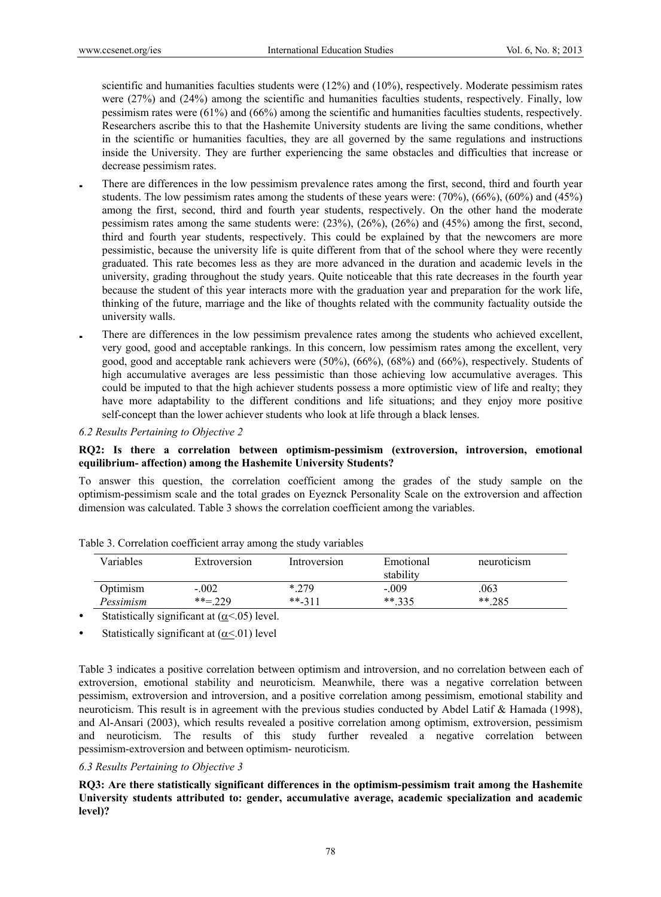scientific and humanities faculties students were (12%) and (10%), respectively. Moderate pessimism rates were (27%) and (24%) among the scientific and humanities faculties students, respectively. Finally, low pessimism rates were (61%) and (66%) among the scientific and humanities faculties students, respectively. Researchers ascribe this to that the Hashemite University students are living the same conditions, whether in the scientific or humanities faculties, they are all governed by the same regulations and instructions inside the University. They are further experiencing the same obstacles and difficulties that increase or decrease pessimism rates.

- There are differences in the low pessimism prevalence rates among the first, second, third and fourth year students. The low pessimism rates among the students of these years were: (70%), (66%), (60%) and (45%) among the first, second, third and fourth year students, respectively. On the other hand the moderate pessimism rates among the same students were: (23%), (26%), (26%) and (45%) among the first, second, third and fourth year students, respectively. This could be explained by that the newcomers are more pessimistic, because the university life is quite different from that of the school where they were recently graduated. This rate becomes less as they are more advanced in the duration and academic levels in the university, grading throughout the study years. Quite noticeable that this rate decreases in the fourth year because the student of this year interacts more with the graduation year and preparation for the work life, thinking of the future, marriage and the like of thoughts related with the community factuality outside the university walls.
- There are differences in the low pessimism prevalence rates among the students who achieved excellent, very good, good and acceptable rankings. In this concern, low pessimism rates among the excellent, very good, good and acceptable rank achievers were (50%), (66%), (68%) and (66%), respectively. Students of high accumulative averages are less pessimistic than those achieving low accumulative averages. This could be imputed to that the high achiever students possess a more optimistic view of life and realty; they have more adaptability to the different conditions and life situations; and they enjoy more positive self-concept than the lower achiever students who look at life through a black lenses.

*6.2 Results Pertaining to Objective 2*

**RQ2: Is there a correlation between optimism-pessimism (extroversion, introversion, emotional equilibrium- affection) among the Hashemite University Students?**

To answer this question, the correlation coefficient among the grades of the study sample on the optimism-pessimism scale and the total grades on Eyeznck Personality Scale on the extroversion and affection dimension was calculated. Table 3 shows the correlation coefficient among the variables.

Table 3. Correlation coefficient array among the study variables

| Variables | Extroversion | Introversion | Emotional stability | neuroticism |
|---|---|---|---|---|
| Optimism | -.002 | *.279 | -.009 | .063 |
| *Pessimism* | **=.229 | **-311 | **.335 | **.285 |

- Statistically significant at ($\alpha$<.05) level.
- Statistically significant at ($\alpha$<.01) level

Table 3 indicates a positive correlation between optimism and introversion, and no correlation between each of extroversion, emotional stability and neuroticism. Meanwhile, there was a negative correlation between pessimism, extroversion and introversion, and a positive correlation among pessimism, emotional stability and neuroticism. This result is in agreement with the previous studies conducted by Abdel Latif & Hamada (1998), and Al-Ansari (2003), which results revealed a positive correlation among optimism, extroversion, pessimism and neuroticism. The results of this study further revealed a negative correlation between pessimism-extroversion and between optimism- neuroticism.

*6.3 Results Pertaining to Objective 3*

**RQ3: Are there statistically significant differences in the optimism-pessimism trait among the Hashemite University students attributed to: gender, accumulative average, academic specialization and academic level)?**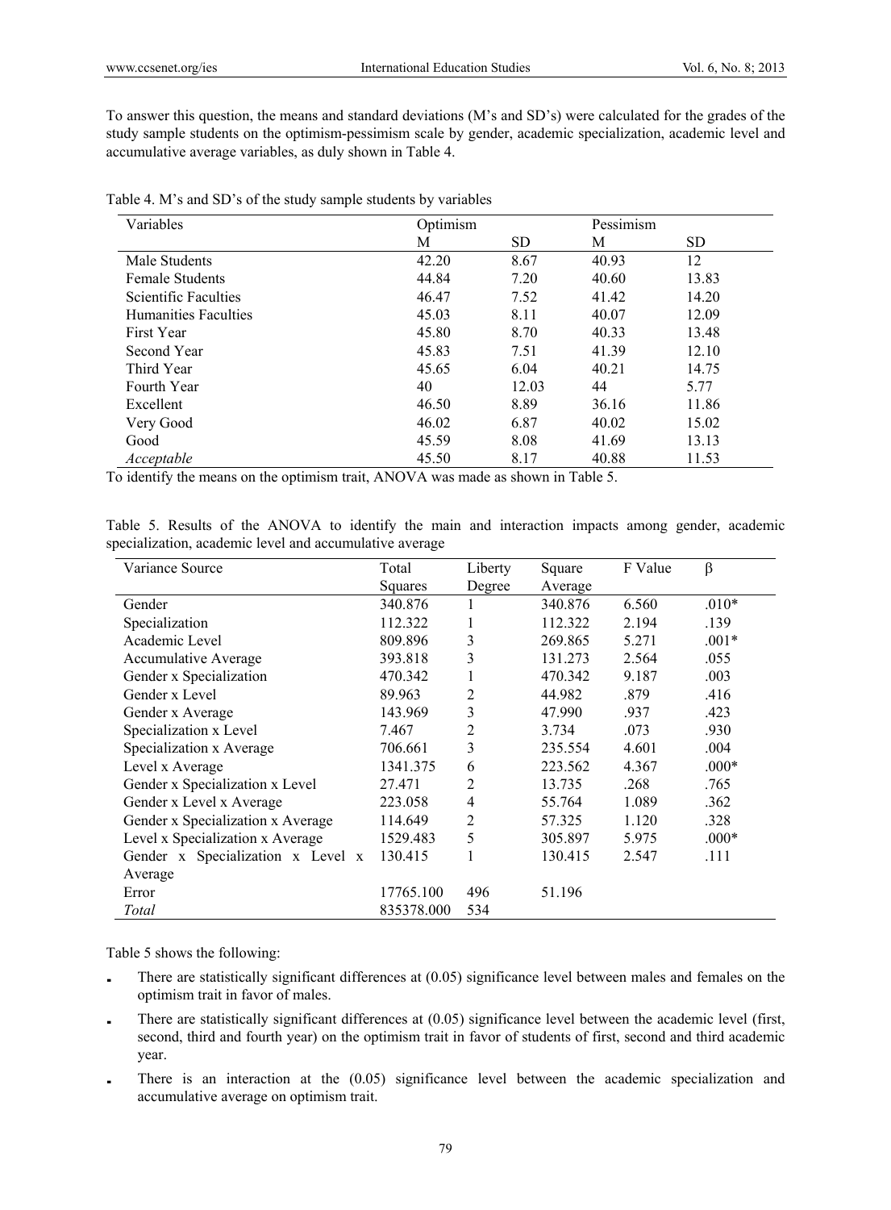To answer this question, the means and standard deviations (M's and SD's) were calculated for the grades of the study sample students on the optimism-pessimism scale by gender, academic specialization, academic level and accumulative average variables, as duly shown in Table 4.

Table 4. M's and SD's of the study sample students by variables

| Variables | Optimism | | Pessimism | |
|---|---|---|---|---|
| | M | SD | M | SD |
| Male Students | 42.20 | 8.67 | 40.93 | 12 |
| Female Students | 44.84 | 7.20 | 40.60 | 13.83 |
| Scientific Faculties | 46.47 | 7.52 | 41.42 | 14.20 |
| Humanities Faculties | 45.03 | 8.11 | 40.07 | 12.09 |
| First Year | 45.80 | 8.70 | 40.33 | 13.48 |
| Second Year | 45.83 | 7.51 | 41.39 | 12.10 |
| Third Year | 45.65 | 6.04 | 40.21 | 14.75 |
| Fourth Year | 40 | 12.03 | 44 | 5.77 |
| Excellent | 46.50 | 8.89 | 36.16 | 11.86 |
| Very Good | 46.02 | 6.87 | 40.02 | 15.02 |
| Good | 45.59 | 8.08 | 41.69 | 13.13 |
| *Acceptable* | 45.50 | 8.17 | 40.88 | 11.53 |

To identify the means on the optimism trait, ANOVA was made as shown in Table 5.

Table 5. Results of the ANOVA to identify the main and interaction impacts among gender, academic specialization, academic level and accumulative average

| Variance Source | Total Squares | Liberty Degree | Square Average | F Value | β |
|---|---|---|---|---|---|
| Gender | 340.876 | 1 | 340.876 | 6.560 | .010* |
| Specialization | 112.322 | 1 | 112.322 | 2.194 | .139 |
| Academic Level | 809.896 | 3 | 269.865 | 5.271 | .001* |
| Accumulative Average | 393.818 | 3 | 131.273 | 2.564 | .055 |
| Gender x Specialization | 470.342 | 1 | 470.342 | 9.187 | .003 |
| Gender x Level | 89.963 | 2 | 44.982 | .879 | .416 |
| Gender x Average | 143.969 | 3 | 47.990 | .937 | .423 |
| Specialization x Level | 7.467 | 2 | 3.734 | .073 | .930 |
| Specialization x Average | 706.661 | 3 | 235.554 | 4.601 | .004 |
| Level x Average | 1341.375 | 6 | 223.562 | 4.367 | .000* |
| Gender x Specialization x Level | 27.471 | 2 | 13.735 | .268 | .765 |
| Gender x Level x Average | 223.058 | 4 | 55.764 | 1.089 | .362 |
| Gender x Specialization x Average | 114.649 | 2 | 57.325 | 1.120 | .328 |
| Level x Specialization x Average | 1529.483 | 5 | 305.897 | 5.975 | .000* |
| Gender x Specialization x Level x Average | 130.415 | 1 | 130.415 | 2.547 | .111 |
| Error | 17765.100 | 496 | 51.196 | | |
| *Total* | 835378.000 | 534 | | | |

Table 5 shows the following:

- There are statistically significant differences at (0.05) significance level between males and females on the optimism trait in favor of males.
- There are statistically significant differences at (0.05) significance level between the academic level (first, second, third and fourth year) on the optimism trait in favor of students of first, second and third academic year.
- There is an interaction at the (0.05) significance level between the academic specialization and accumulative average on optimism trait.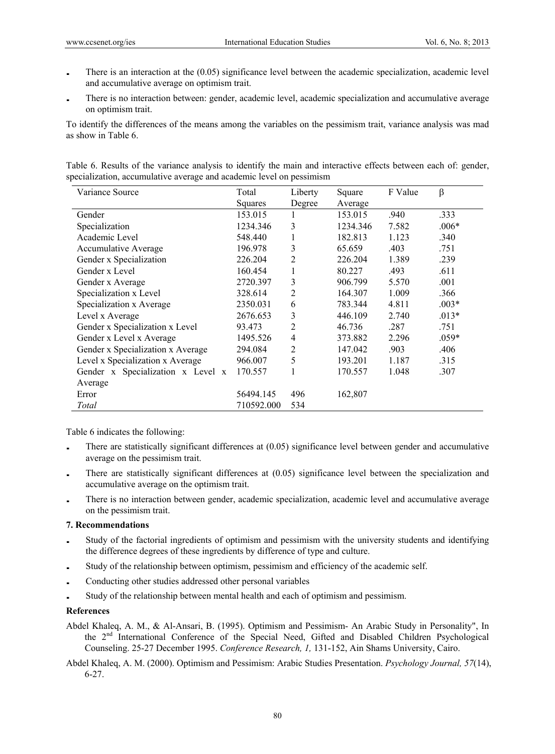- There is an interaction at the (0.05) significance level between the academic specialization, academic level and accumulative average on optimism trait.
- There is no interaction between: gender, academic level, academic specialization and accumulative average on optimism trait.

To identify the differences of the means among the variables on the pessimism trait, variance analysis was mad as show in Table 6.

Table 6. Results of the variance analysis to identify the main and interactive effects between each of: gender, specialization, accumulative average and academic level on pessimism

| Variance Source | Total Squares | Liberty Degree | Square Average | F Value | β |
|---|---|---|---|---|---|
| Gender | 153.015 | 1 | 153.015 | .940 | .333 |
| Specialization | 1234.346 | 3 | 1234.346 | 7.582 | .006* |
| Academic Level | 548.440 | 1 | 182.813 | 1.123 | .340 |
| Accumulative Average | 196.978 | 3 | 65.659 | .403 | .751 |
| Gender x Specialization | 226.204 | 2 | 226.204 | 1.389 | .239 |
| Gender x Level | 160.454 | 1 | 80.227 | .493 | .611 |
| Gender x Average | 2720.397 | 3 | 906.799 | 5.570 | .001 |
| Specialization x Level | 328.614 | 2 | 164.307 | 1.009 | .366 |
| Specialization x Average | 2350.031 | 6 | 783.344 | 4.811 | .003* |
| Level x Average | 2676.653 | 3 | 446.109 | 2.740 | .013* |
| Gender x Specialization x Level | 93.473 | 2 | 46.736 | .287 | .751 |
| Gender x Level x Average | 1495.526 | 4 | 373.882 | 2.296 | .059* |
| Gender x Specialization x Average | 294.084 | 2 | 147.042 | .903 | .406 |
| Level x Specialization x Average | 966.007 | 5 | 193.201 | 1.187 | .315 |
| Gender x Specialization x Level x Average | 170.557 | 1 | 170.557 | 1.048 | .307 |
| Error | 56494.145 | 496 | 162,807 | | |
| *Total* | 710592.000 | 534 | | | |

Table 6 indicates the following:

- There are statistically significant differences at (0.05) significance level between gender and accumulative average on the pessimism trait.
- There are statistically significant differences at (0.05) significance level between the specialization and accumulative average on the optimism trait.
- There is no interaction between gender, academic specialization, academic level and accumulative average on the pessimism trait.

## 7. Recommendations

- Study of the factorial ingredients of optimism and pessimism with the university students and identifying the difference degrees of these ingredients by difference of type and culture.
- Study of the relationship between optimism, pessimism and efficiency of the academic self.
- Conducting other studies addressed other personal variables
- Study of the relationship between mental health and each of optimism and pessimism.

## References

Abdel Khaleq, A. M., & Al-Ansari, B. (1995). Optimism and Pessimism- An Arabic Study in Personality", In the 2nd International Conference of the Special Need, Gifted and Disabled Children Psychological Counseling. 25-27 December 1995. *Conference Research, 1,* 131-152, Ain Shams University, Cairo.

Abdel Khaleq, A. M. (2000). Optimism and Pessimism: Arabic Studies Presentation. *Psychology Journal, 57*(14), 6-27.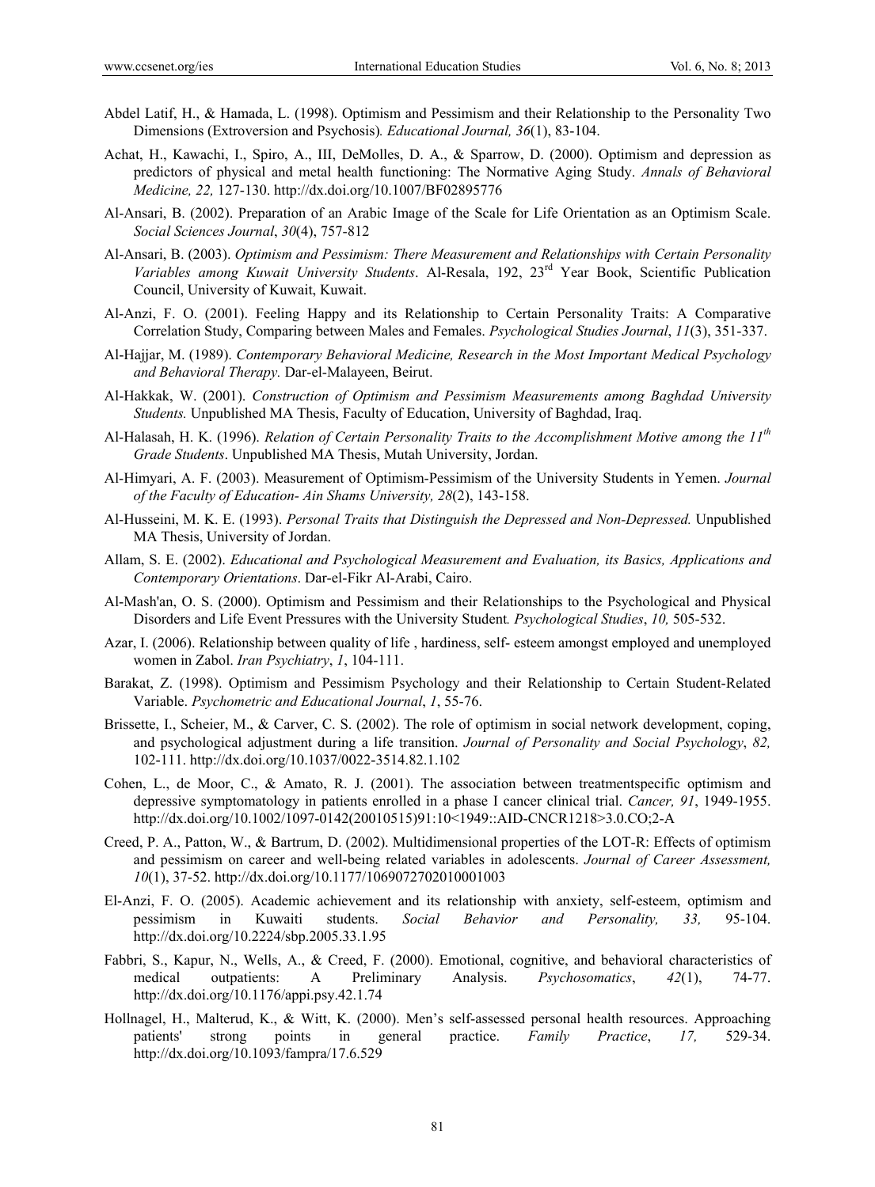Abdel Latif, H., & Hamada, L. (1998). Optimism and Pessimism and their Relationship to the Personality Two Dimensions (Extroversion and Psychosis)*. Educational Journal, 36*(1), 83-104.

Achat, H., Kawachi, I., Spiro, A., III, DeMolles, D. A., & Sparrow, D. (2000). Optimism and depression as predictors of physical and metal health functioning: The Normative Aging Study. *Annals of Behavioral Medicine, 22,* 127-130. http://dx.doi.org/10.1007/BF02895776

Al-Ansari, B. (2002). Preparation of an Arabic Image of the Scale for Life Orientation as an Optimism Scale. *Social Sciences Journal*, *30*(4), 757-812

Al-Ansari, B. (2003). *Optimism and Pessimism: There Measurement and Relationships with Certain Personality Variables among Kuwait University Students*. Al-Resala, 192, 23rd Year Book, Scientific Publication Council, University of Kuwait, Kuwait.

Al-Anzi, F. O. (2001). Feeling Happy and its Relationship to Certain Personality Traits: A Comparative Correlation Study, Comparing between Males and Females. *Psychological Studies Journal*, *11*(3), 351-337.

Al-Hajjar, M. (1989). *Contemporary Behavioral Medicine, Research in the Most Important Medical Psychology and Behavioral Therapy.* Dar-el-Malayeen, Beirut.

Al-Hakkak, W. (2001). *Construction of Optimism and Pessimism Measurements among Baghdad University Students.* Unpublished MA Thesis, Faculty of Education, University of Baghdad, Iraq.

Al-Halasah, H. K. (1996). *Relation of Certain Personality Traits to the Accomplishment Motive among the 11th Grade Students*. Unpublished MA Thesis, Mutah University, Jordan.

Al-Himyari, A. F. (2003). Measurement of Optimism-Pessimism of the University Students in Yemen. *Journal of the Faculty of Education- Ain Shams University, 28*(2), 143-158.

Al-Husseini, M. K. E. (1993). *Personal Traits that Distinguish the Depressed and Non-Depressed.* Unpublished MA Thesis, University of Jordan.

Allam, S. E. (2002). *Educational and Psychological Measurement and Evaluation, its Basics, Applications and Contemporary Orientations*. Dar-el-Fikr Al-Arabi, Cairo.

Al-Mash'an, O. S. (2000). Optimism and Pessimism and their Relationships to the Psychological and Physical Disorders and Life Event Pressures with the University Student*. Psychological Studies*, *10,* 505-532.

Azar, I. (2006). Relationship between quality of life , hardiness, self- esteem amongst employed and unemployed women in Zabol. *Iran Psychiatry*, *1*, 104-111.

Barakat, Z. (1998). Optimism and Pessimism Psychology and their Relationship to Certain Student-Related Variable. *Psychometric and Educational Journal*, *1*, 55-76.

Brissette, I., Scheier, M., & Carver, C. S. (2002). The role of optimism in social network development, coping, and psychological adjustment during a life transition. *Journal of Personality and Social Psychology*, *82,* 102-111. http://dx.doi.org/10.1037/0022-3514.82.1.102

Cohen, L., de Moor, C., & Amato, R. J. (2001). The association between treatmentspecific optimism and depressive symptomatology in patients enrolled in a phase I cancer clinical trial. *Cancer, 91*, 1949-1955. http://dx.doi.org/10.1002/1097-0142(20010515)91:10<1949::AID-CNCR1218>3.0.CO;2-A

Creed, P. A., Patton, W., & Bartrum, D. (2002). Multidimensional properties of the LOT-R: Effects of optimism and pessimism on career and well-being related variables in adolescents. *Journal of Career Assessment, 10*(1), 37-52. http://dx.doi.org/10.1177/1069072702010001003

El-Anzi, F. O. (2005). Academic achievement and its relationship with anxiety, self-esteem, optimism and pessimism in Kuwaiti students. *Social Behavior and Personality, 33,* 95-104. http://dx.doi.org/10.2224/sbp.2005.33.1.95

Fabbri, S., Kapur, N., Wells, A., & Creed, F. (2000). Emotional, cognitive, and behavioral characteristics of medical outpatients: A Preliminary Analysis. *Psychosomatics*, *42*(1), 74-77. http://dx.doi.org/10.1176/appi.psy.42.1.74

Hollnagel, H., Malterud, K., & Witt, K. (2000). Men's self-assessed personal health resources. Approaching patients' strong points in general practice. *Family Practice*, *17,* 529-34. http://dx.doi.org/10.1093/fampra/17.6.529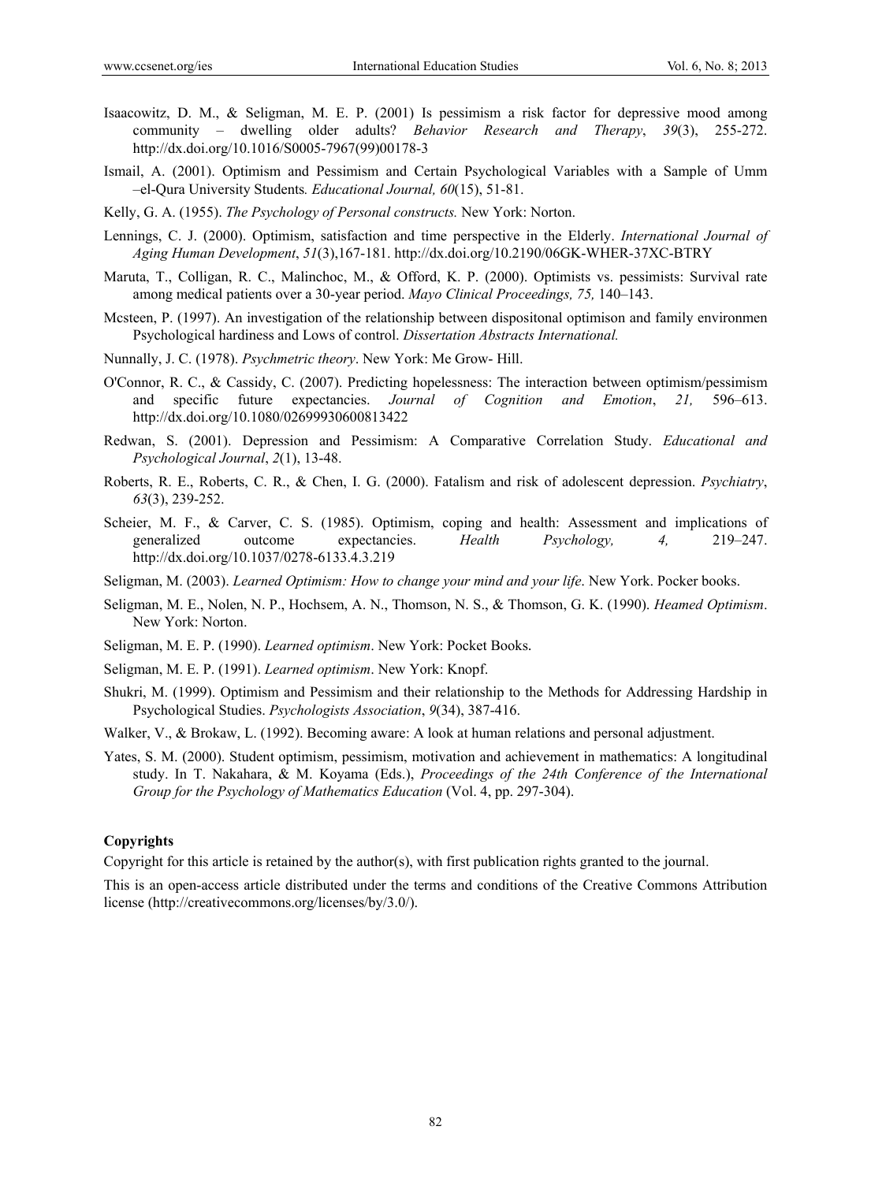Isaacowitz, D. M., & Seligman, M. E. P. (2001) Is pessimism a risk factor for depressive mood among community – dwelling older adults? *Behavior Research and Therapy*, *39*(3), 255-272. http://dx.doi.org/10.1016/S0005-7967(99)00178-3

Ismail, A. (2001). Optimism and Pessimism and Certain Psychological Variables with a Sample of Umm –el-Qura University Students*. Educational Journal, 60*(15), 51-81.

Kelly, G. A. (1955). *The Psychology of Personal constructs.* New York: Norton.

Lennings, C. J. (2000). Optimism, satisfaction and time perspective in the Elderly. *International Journal of Aging Human Development*, *51*(3),167-181. http://dx.doi.org/10.2190/06GK-WHER-37XC-BTRY

Maruta, T., Colligan, R. C., Malinchoc, M., & Offord, K. P. (2000). Optimists vs. pessimists: Survival rate among medical patients over a 30-year period. *Mayo Clinical Proceedings, 75,* 140–143.

Mcsteen, P. (1997). An investigation of the relationship between dispositonal optimison and family environmen Psychological hardiness and Lows of control. *Dissertation Abstracts International.*

Nunnally, J. C. (1978). *Psychmetric theory*. New York: Me Grow- Hill.

O'Connor, R. C., & Cassidy, C. (2007). Predicting hopelessness: The interaction between optimism/pessimism and specific future expectancies. *Journal of Cognition and Emotion*, *21,* 596–613. http://dx.doi.org/10.1080/02699930600813422

Redwan, S. (2001). Depression and Pessimism: A Comparative Correlation Study. *Educational and Psychological Journal*, *2*(1), 13-48.

Roberts, R. E., Roberts, C. R., & Chen, I. G. (2000). Fatalism and risk of adolescent depression. *Psychiatry*, *63*(3), 239-252.

Scheier, M. F., & Carver, C. S. (1985). Optimism, coping and health: Assessment and implications of generalized outcome expectancies. *Health Psychology, 4,* 219–247. http://dx.doi.org/10.1037/0278-6133.4.3.219

Seligman, M. (2003). *Learned Optimism: How to change your mind and your life*. New York. Pocker books.

Seligman, M. E., Nolen, N. P., Hochsem, A. N., Thomson, N. S., & Thomson, G. K. (1990). *Heamed Optimism*. New York: Norton.

Seligman, M. E. P. (1990). *Learned optimism*. New York: Pocket Books.

Seligman, M. E. P. (1991). *Learned optimism*. New York: Knopf.

Shukri, M. (1999). Optimism and Pessimism and their relationship to the Methods for Addressing Hardship in Psychological Studies. *Psychologists Association*, *9*(34), 387-416.

Walker, V., & Brokaw, L. (1992). Becoming aware: A look at human relations and personal adjustment.

Yates, S. M. (2000). Student optimism, pessimism, motivation and achievement in mathematics: A longitudinal study. In T. Nakahara, & M. Koyama (Eds.), *Proceedings of the 24th Conference of the International Group for the Psychology of Mathematics Education* (Vol. 4, pp. 297-304).

**Copyrights**

Copyright for this article is retained by the author(s), with first publication rights granted to the journal.

This is an open-access article distributed under the terms and conditions of the Creative Commons Attribution license (http://creativecommons.org/licenses/by/3.0/).